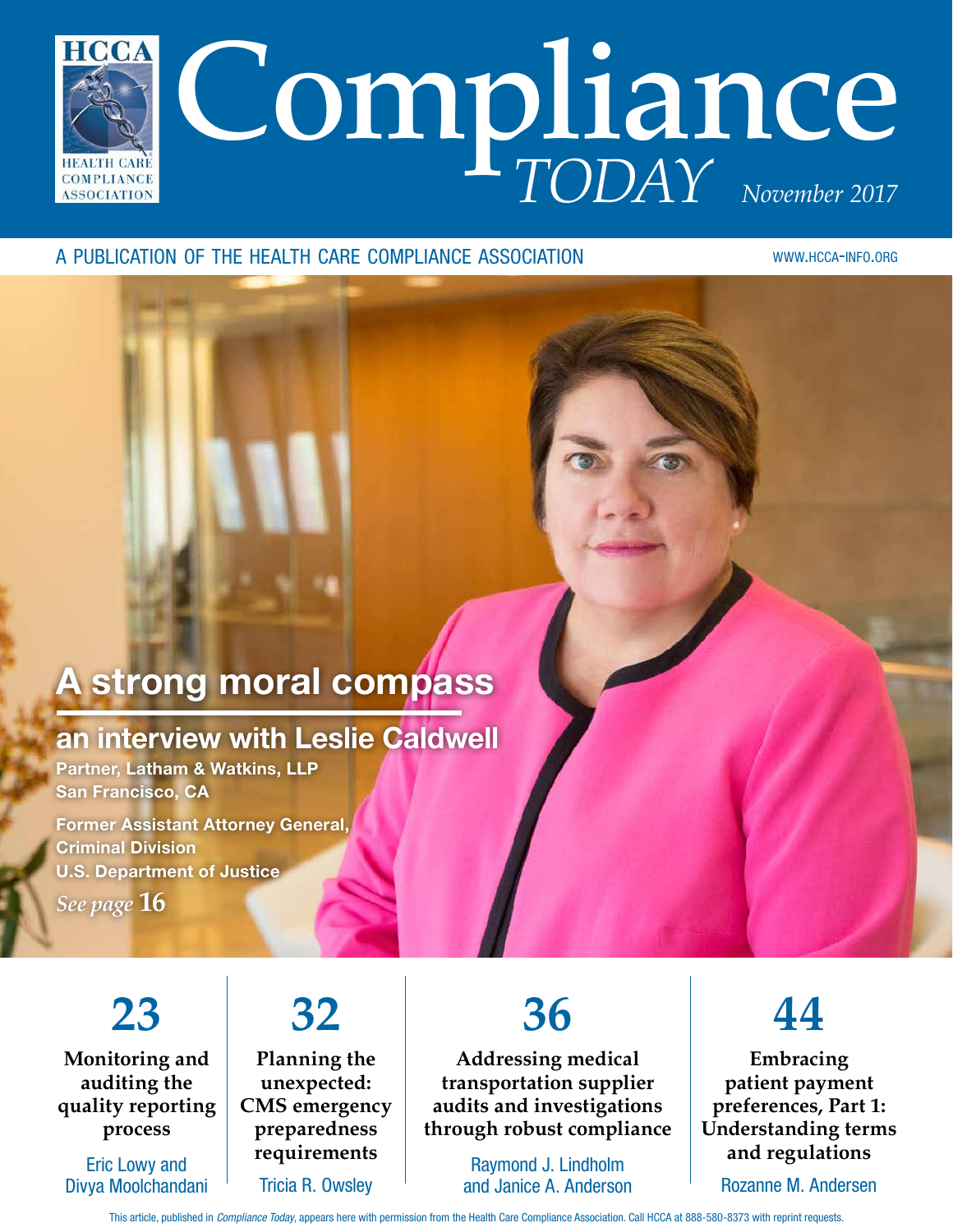HCCA HEALTH CARE COMPLIANCE ASSOCIATION

# Compliance *TODAY*

*November 2017*

A PUBLICATION OF THE HEALTH CARE COMPLIANCE ASSOCIATION

WWW.HCCA-INFO.ORG

## A strong moral compass

### an interview with Leslie Caldwell

**Partner, Latham & Watkins, LLP**
**San Francisco, CA**

**Former Assistant Attorney General,**
**Criminal Division**
**U.S. Department of Justice**

*See page* **16**

**23**
**Monitoring and auditing the quality reporting process**
Eric Lowy and Divya Moolchandani

**32**
**Planning the unexpected: CMS emergency preparedness requirements**
Tricia R. Owsley

**36**
**Addressing medical transportation supplier audits and investigations through robust compliance**
Raymond J. Lindholm and Janice A. Anderson

**44**
**Embracing patient payment preferences, Part 1: Understanding terms and regulations**
Rozanne M. Andersen

This article, published in *Compliance Today*, appears here with permission from the Health Care Compliance Association. Call HCCA at 888-580-8373 with reprint requests.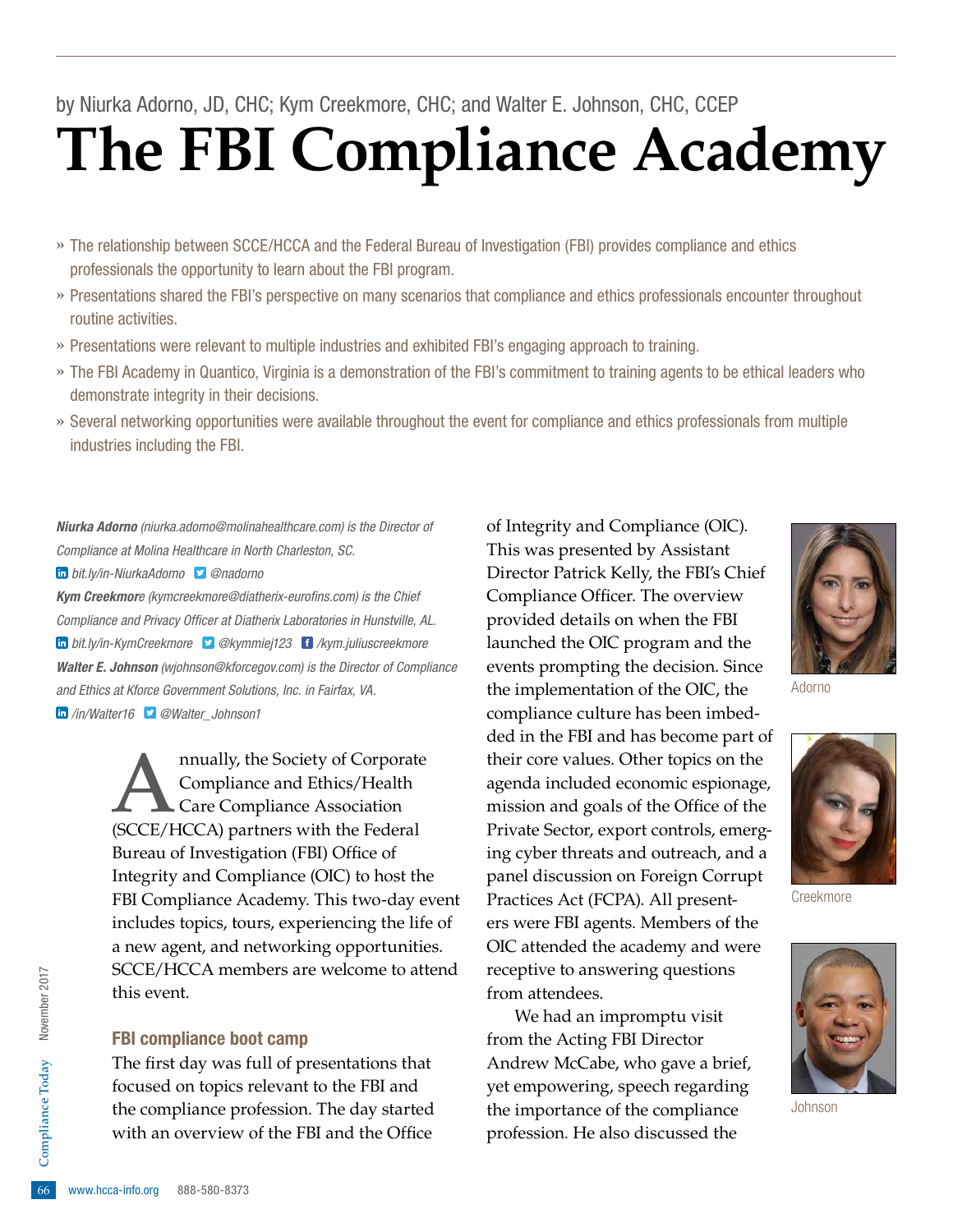by Niurka Adorno, JD, CHC; Kym Creekmore, CHC; and Walter E. Johnson, CHC, CCEP

# The FBI Compliance Academy

- » The relationship between SCCE/HCCA and the Federal Bureau of Investigation (FBI) provides compliance and ethics professionals the opportunity to learn about the FBI program.
- » Presentations shared the FBI's perspective on many scenarios that compliance and ethics professionals encounter throughout routine activities.
- » Presentations were relevant to multiple industries and exhibited FBI's engaging approach to training.
- » The FBI Academy in Quantico, Virginia is a demonstration of the FBI's commitment to training agents to be ethical leaders who demonstrate integrity in their decisions.
- » Several networking opportunities were available throughout the event for compliance and ethics professionals from multiple industries including the FBI.

***Niurka Adorno*** *(niurka.adorno@molinahealthcare.com) is the Director of Compliance at Molina Healthcare in North Charleston, SC.* *bit.ly/in-NiurkaAdorno* *@nadorno*

***Kym Creekmore*** *(kymcreekmore@diatherix-eurofins.com) is the Chief Compliance and Privacy Officer at Diatherix Laboratories in Hunstville, AL.* *bit.ly/in-KymCreekmore* *@kymmiej123* */kym.juliuscreekmore*

***Walter E. Johnson*** *(wjohnson@kforcegov.com) is the Director of Compliance and Ethics at Kforce Government Solutions, Inc. in Fairfax, VA.* */in/Walter16* *@Walter_Johnson1*

Annually, the Society of Corporate Compliance and Ethics/Health Care Compliance Association (SCCE/HCCA) partners with the Federal Bureau of Investigation (FBI) Office of Integrity and Compliance (OIC) to host the FBI Compliance Academy. This two-day event includes topics, tours, experiencing the life of a new agent, and networking opportunities. SCCE/HCCA members are welcome to attend this event.

## FBI compliance boot camp

The first day was full of presentations that focused on topics relevant to the FBI and the compliance profession. The day started with an overview of the FBI and the Office of Integrity and Compliance (OIC). This was presented by Assistant Director Patrick Kelly, the FBI's Chief Compliance Officer. The overview provided details on when the FBI launched the OIC program and the events prompting the decision. Since the implementation of the OIC, the compliance culture has been imbedded in the FBI and has become part of their core values. Other topics on the agenda included economic espionage, mission and goals of the Office of the Private Sector, export controls, emerging cyber threats and outreach, and a panel discussion on Foreign Corrupt Practices Act (FCPA). All presenters were FBI agents. Members of the OIC attended the academy and were receptive to answering questions from attendees.

We had an impromptu visit from the Acting FBI Director Andrew McCabe, who gave a brief, yet empowering, speech regarding the importance of the compliance profession. He also discussed the

Adorno

Creekmore

Johnson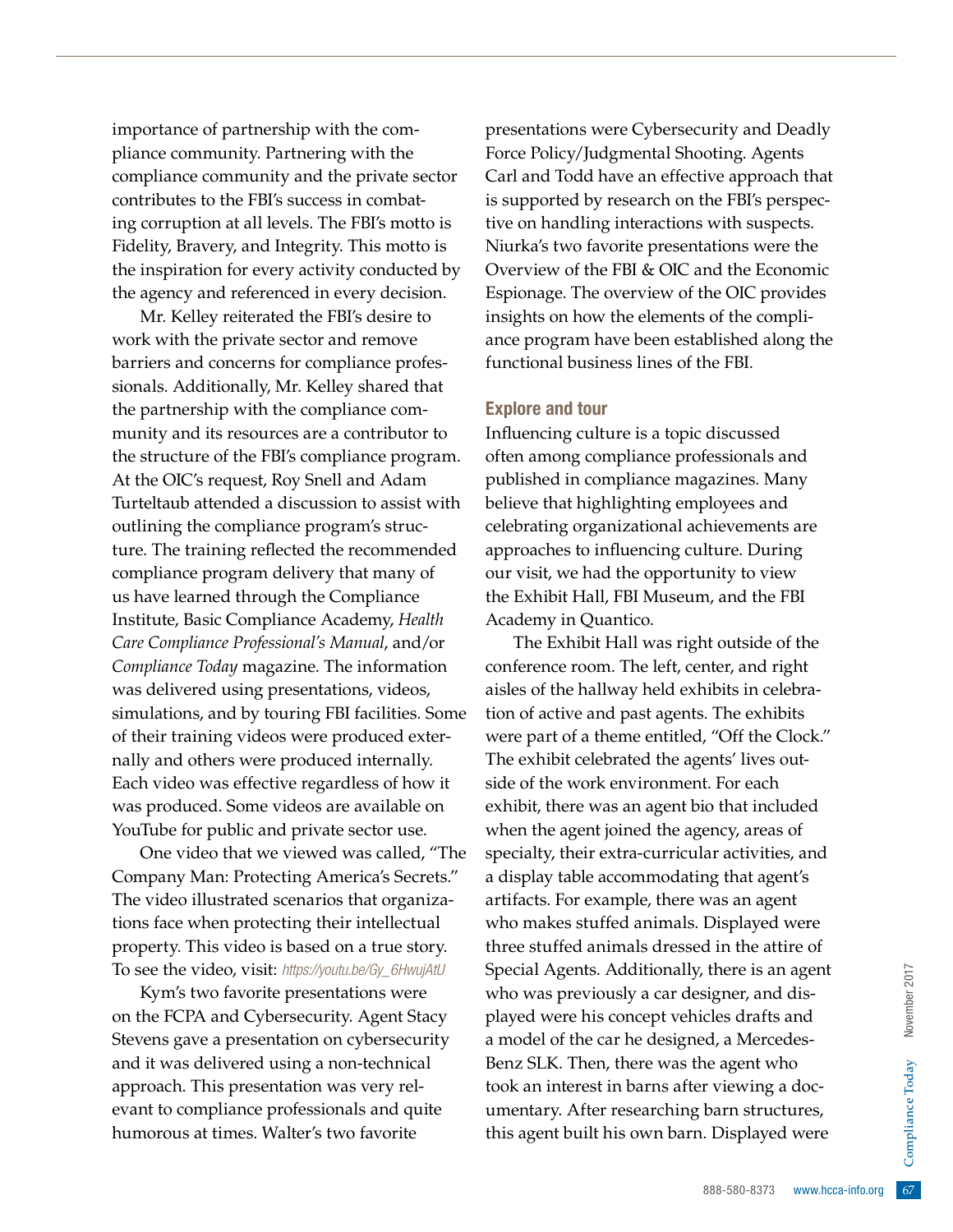importance of partnership with the compliance community. Partnering with the compliance community and the private sector contributes to the FBI's success in combating corruption at all levels. The FBI's motto is Fidelity, Bravery, and Integrity. This motto is the inspiration for every activity conducted by the agency and referenced in every decision.

Mr. Kelley reiterated the FBI's desire to work with the private sector and remove barriers and concerns for compliance professionals. Additionally, Mr. Kelley shared that the partnership with the compliance community and its resources are a contributor to the structure of the FBI's compliance program. At the OIC's request, Roy Snell and Adam Turteltaub attended a discussion to assist with outlining the compliance program's structure. The training reflected the recommended compliance program delivery that many of us have learned through the Compliance Institute, Basic Compliance Academy, *Health Care Compliance Professional's Manual*, and/or *Compliance Today* magazine. The information was delivered using presentations, videos, simulations, and by touring FBI facilities. Some of their training videos were produced externally and others were produced internally. Each video was effective regardless of how it was produced. Some videos are available on YouTube for public and private sector use.

One video that we viewed was called, "The Company Man: Protecting America's Secrets." The video illustrated scenarios that organizations face when protecting their intellectual property. This video is based on a true story. To see the video, visit: *https://youtu.be/Gy_6HwujAtU*

Kym's two favorite presentations were on the FCPA and Cybersecurity. Agent Stacy Stevens gave a presentation on cybersecurity and it was delivered using a non-technical approach. This presentation was very relevant to compliance professionals and quite humorous at times. Walter's two favorite presentations were Cybersecurity and Deadly Force Policy/Judgmental Shooting. Agents Carl and Todd have an effective approach that is supported by research on the FBI's perspective on handling interactions with suspects. Niurka's two favorite presentations were the Overview of the FBI & OIC and the Economic Espionage. The overview of the OIC provides insights on how the elements of the compliance program have been established along the functional business lines of the FBI.

## Explore and tour

Influencing culture is a topic discussed often among compliance professionals and published in compliance magazines. Many believe that highlighting employees and celebrating organizational achievements are approaches to influencing culture. During our visit, we had the opportunity to view the Exhibit Hall, FBI Museum, and the FBI Academy in Quantico.

The Exhibit Hall was right outside of the conference room. The left, center, and right aisles of the hallway held exhibits in celebration of active and past agents. The exhibits were part of a theme entitled, "Off the Clock." The exhibit celebrated the agents' lives outside of the work environment. For each exhibit, there was an agent bio that included when the agent joined the agency, areas of specialty, their extra-curricular activities, and a display table accommodating that agent's artifacts. For example, there was an agent who makes stuffed animals. Displayed were three stuffed animals dressed in the attire of Special Agents. Additionally, there is an agent who was previously a car designer, and displayed were his concept vehicles drafts and a model of the car he designed, a Mercedes-Benz SLK. Then, there was the agent who took an interest in barns after viewing a documentary. After researching barn structures, this agent built his own barn. Displayed were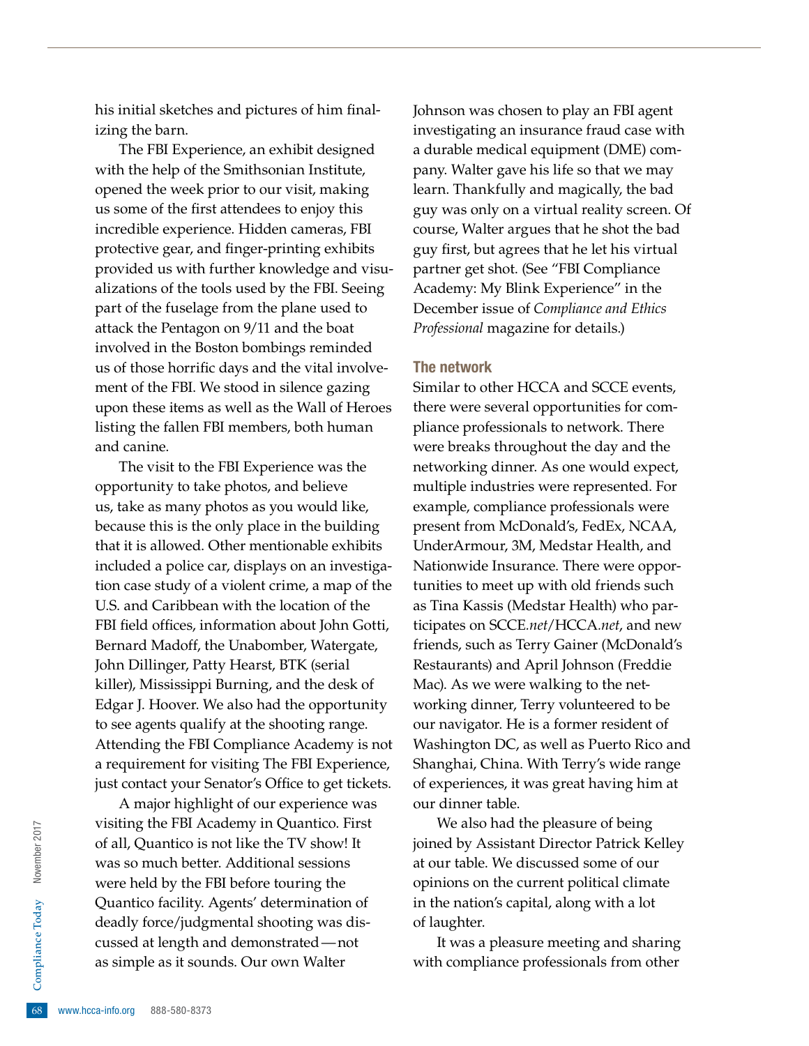his initial sketches and pictures of him finalizing the barn.

The FBI Experience, an exhibit designed with the help of the Smithsonian Institute, opened the week prior to our visit, making us some of the first attendees to enjoy this incredible experience. Hidden cameras, FBI protective gear, and finger-printing exhibits provided us with further knowledge and visualizations of the tools used by the FBI. Seeing part of the fuselage from the plane used to attack the Pentagon on 9/11 and the boat involved in the Boston bombings reminded us of those horrific days and the vital involvement of the FBI. We stood in silence gazing upon these items as well as the Wall of Heroes listing the fallen FBI members, both human and canine.

The visit to the FBI Experience was the opportunity to take photos, and believe us, take as many photos as you would like, because this is the only place in the building that it is allowed. Other mentionable exhibits included a police car, displays on an investigation case study of a violent crime, a map of the U.S. and Caribbean with the location of the FBI field offices, information about John Gotti, Bernard Madoff, the Unabomber, Watergate, John Dillinger, Patty Hearst, BTK (serial killer), Mississippi Burning, and the desk of Edgar J. Hoover. We also had the opportunity to see agents qualify at the shooting range. Attending the FBI Compliance Academy is not a requirement for visiting The FBI Experience, just contact your Senator's Office to get tickets.

A major highlight of our experience was visiting the FBI Academy in Quantico. First of all, Quantico is not like the TV show! It was so much better. Additional sessions were held by the FBI before touring the Quantico facility. Agents' determination of deadly force/judgmental shooting was discussed at length and demonstrated—not as simple as it sounds. Our own Walter Johnson was chosen to play an FBI agent investigating an insurance fraud case with a durable medical equipment (DME) company. Walter gave his life so that we may learn. Thankfully and magically, the bad guy was only on a virtual reality screen. Of course, Walter argues that he shot the bad guy first, but agrees that he let his virtual partner get shot. (See "FBI Compliance Academy: My Blink Experience" in the December issue of *Compliance and Ethics Professional* magazine for details.)

## The network

Similar to other HCCA and SCCE events, there were several opportunities for compliance professionals to network. There were breaks throughout the day and the networking dinner. As one would expect, multiple industries were represented. For example, compliance professionals were present from McDonald's, FedEx, NCAA, UnderArmour, 3M, Medstar Health, and Nationwide Insurance. There were opportunities to meet up with old friends such as Tina Kassis (Medstar Health) who participates on SCCE.*net*/HCCA.*net*, and new friends, such as Terry Gainer (McDonald's Restaurants) and April Johnson (Freddie Mac). As we were walking to the networking dinner, Terry volunteered to be our navigator. He is a former resident of Washington DC, as well as Puerto Rico and Shanghai, China. With Terry's wide range of experiences, it was great having him at our dinner table.

We also had the pleasure of being joined by Assistant Director Patrick Kelley at our table. We discussed some of our opinions on the current political climate in the nation's capital, along with a lot of laughter.

It was a pleasure meeting and sharing with compliance professionals from other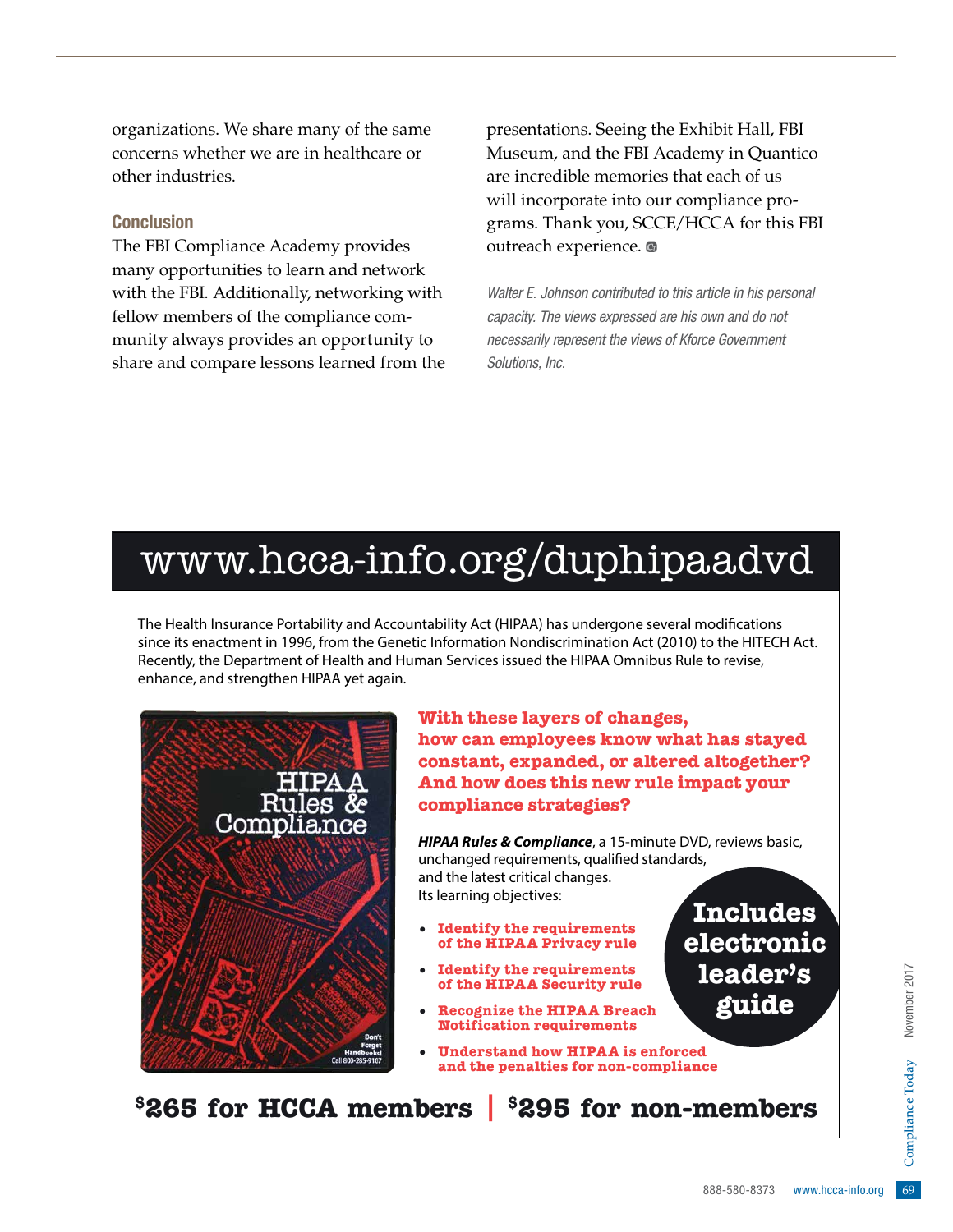organizations. We share many of the same concerns whether we are in healthcare or other industries.

### Conclusion

The FBI Compliance Academy provides many opportunities to learn and network with the FBI. Additionally, networking with fellow members of the compliance community always provides an opportunity to share and compare lessons learned from the presentations. Seeing the Exhibit Hall, FBI Museum, and the FBI Academy in Quantico are incredible memories that each of us will incorporate into our compliance programs. Thank you, SCCE/HCCA for this FBI outreach experience.

*Walter E. Johnson contributed to this article in his personal capacity. The views expressed are his own and do not necessarily represent the views of Kforce Government Solutions, Inc.*

# www.hcca-info.org/duphipaadvd

The Health Insurance Portability and Accountability Act (HIPAA) has undergone several modifications since its enactment in 1996, from the Genetic Information Nondiscrimination Act (2010) to the HITECH Act. Recently, the Department of Health and Human Services issued the HIPAA Omnibus Rule to revise, enhance, and strengthen HIPAA yet again.

HIPAA Rules & Compliance

Don't Forget Handbooks! Call 800-285-9107

**With these layers of changes, how can employees know what has stayed constant, expanded, or altered altogether? And how does this new rule impact your compliance strategies?**

***HIPAA Rules & Compliance***, a 15-minute DVD, reviews basic, unchanged requirements, qualified standards, and the latest critical changes. Its learning objectives:

- **Identify the requirements of the HIPAA Privacy rule**
- **Identify the requirements of the HIPAA Security rule**
- **Recognize the HIPAA Breach Notification requirements**
- **Understand how HIPAA is enforced and the penalties for non-compliance**

**Includes electronic leader's guide**

**$265 for HCCA members | $295 for non-members**